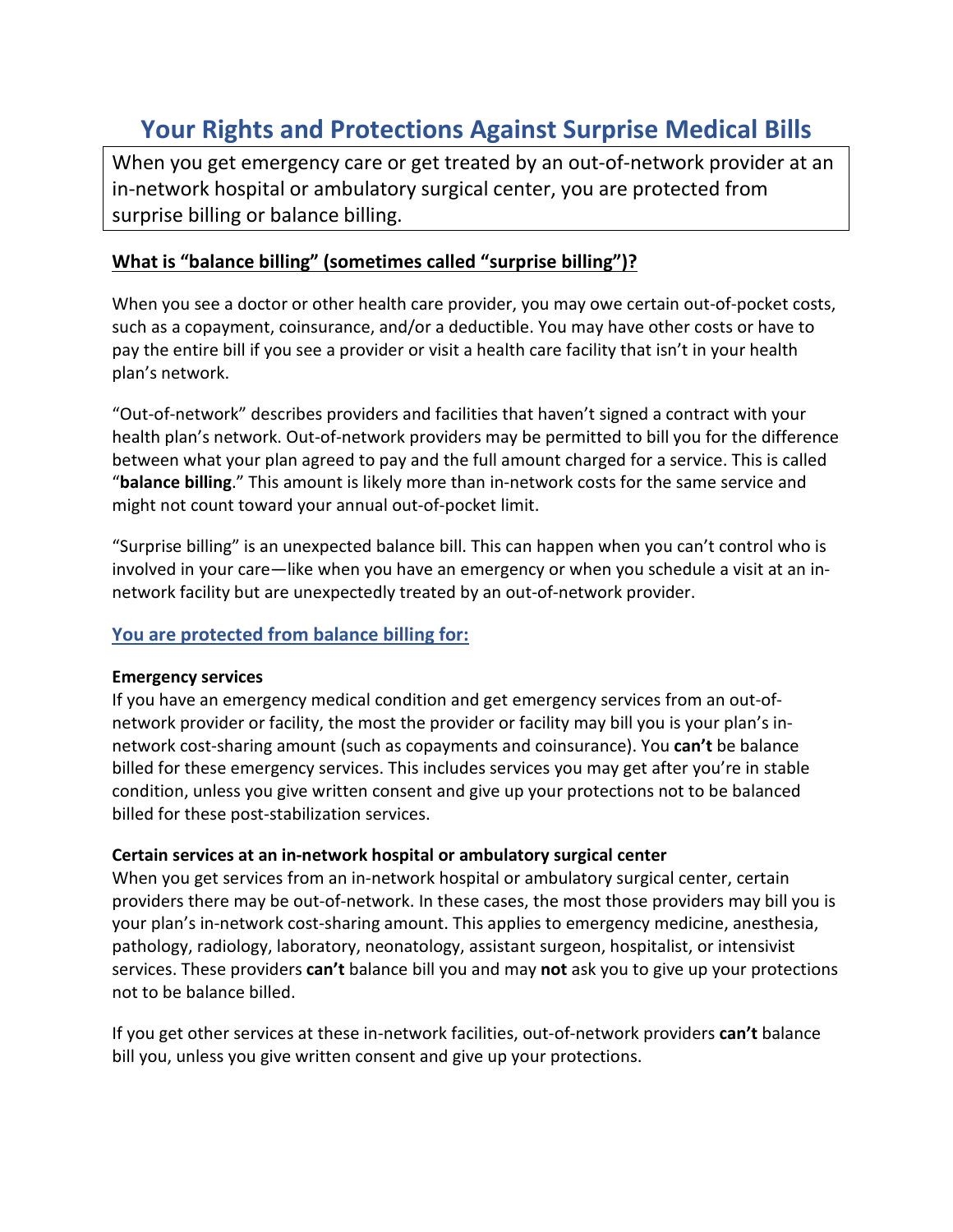# Your Rights and Protections Against Surprise Medical Bills

When you get emergency care or get treated by an out-of-network provider at an in-network hospital or ambulatory surgical center, you are protected from surprise billing or balance billing.

## What is "balance billing" (sometimes called "surprise billing")?

When you see a doctor or other health care provider, you may owe certain out-of-pocket costs, such as a copayment, coinsurance, and/or a deductible. You may have other costs or have to pay the entire bill if you see a provider or visit a health care facility that isn't in your health plan's network.

"Out-of-network" describes providers and facilities that haven't signed a contract with your health plan's network. Out-of-network providers may be permitted to bill you for the difference between what your plan agreed to pay and the full amount charged for a service. This is called "**balance billing**." This amount is likely more than in-network costs for the same service and might not count toward your annual out-of-pocket limit.

"Surprise billing" is an unexpected balance bill. This can happen when you can't control who is involved in your care—like when you have an emergency or when you schedule a visit at an in-network facility but are unexpectedly treated by an out-of-network provider.

## You are protected from balance billing for:

**Emergency services**

If you have an emergency medical condition and get emergency services from an out-of-network provider or facility, the most the provider or facility may bill you is your plan's in-network cost-sharing amount (such as copayments and coinsurance). You **can't** be balance billed for these emergency services. This includes services you may get after you're in stable condition, unless you give written consent and give up your protections not to be balanced billed for these post-stabilization services.

**Certain services at an in-network hospital or ambulatory surgical center**

When you get services from an in-network hospital or ambulatory surgical center, certain providers there may be out-of-network. In these cases, the most those providers may bill you is your plan's in-network cost-sharing amount. This applies to emergency medicine, anesthesia, pathology, radiology, laboratory, neonatology, assistant surgeon, hospitalist, or intensivist services. These providers **can't** balance bill you and may **not** ask you to give up your protections not to be balance billed.

If you get other services at these in-network facilities, out-of-network providers **can't** balance bill you, unless you give written consent and give up your protections.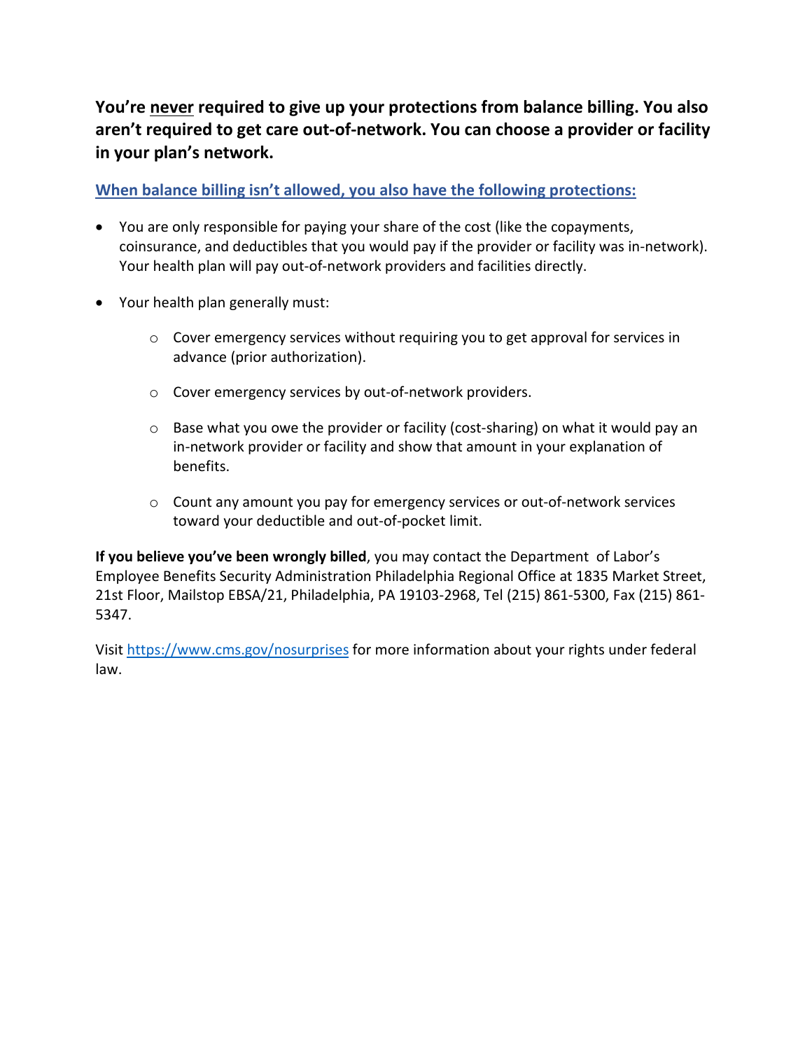**You're <u>never</u> required to give up your protections from balance billing. You also aren't required to get care out-of-network. You can choose a provider or facility in your plan's network.**

**When balance billing isn't allowed, you also have the following protections:**

- You are only responsible for paying your share of the cost (like the copayments, coinsurance, and deductibles that you would pay if the provider or facility was in-network). Your health plan will pay out-of-network providers and facilities directly.
- Your health plan generally must:
  - Cover emergency services without requiring you to get approval for services in advance (prior authorization).
  - Cover emergency services by out-of-network providers.
  - Base what you owe the provider or facility (cost-sharing) on what it would pay an in-network provider or facility and show that amount in your explanation of benefits.
  - Count any amount you pay for emergency services or out-of-network services toward your deductible and out-of-pocket limit.

**If you believe you've been wrongly billed**, you may contact the Department of Labor's Employee Benefits Security Administration Philadelphia Regional Office at 1835 Market Street, 21st Floor, Mailstop EBSA/21, Philadelphia, PA 19103-2968, Tel (215) 861-5300, Fax (215) 861-5347.

Visit https://www.cms.gov/nosurprises for more information about your rights under federal law.